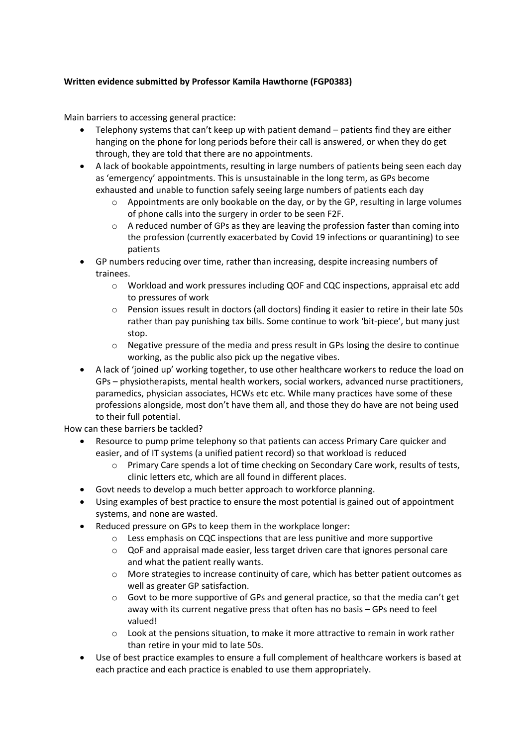**Written evidence submitted by Professor Kamila Hawthorne (FGP0383)**

Main barriers to accessing general practice:

- Telephony systems that can't keep up with patient demand – patients find they are either hanging on the phone for long periods before their call is answered, or when they do get through, they are told that there are no appointments.
- A lack of bookable appointments, resulting in large numbers of patients being seen each day as 'emergency' appointments. This is unsustainable in the long term, as GPs become exhausted and unable to function safely seeing large numbers of patients each day
    - Appointments are only bookable on the day, or by the GP, resulting in large volumes of phone calls into the surgery in order to be seen F2F.
    - A reduced number of GPs as they are leaving the profession faster than coming into the profession (currently exacerbated by Covid 19 infections or quarantining) to see patients
- GP numbers reducing over time, rather than increasing, despite increasing numbers of trainees.
    - Workload and work pressures including QOF and CQC inspections, appraisal etc add to pressures of work
    - Pension issues result in doctors (all doctors) finding it easier to retire in their late 50s rather than pay punishing tax bills. Some continue to work 'bit-piece', but many just stop.
    - Negative pressure of the media and press result in GPs losing the desire to continue working, as the public also pick up the negative vibes.
- A lack of 'joined up' working together, to use other healthcare workers to reduce the load on GPs – physiotherapists, mental health workers, social workers, advanced nurse practitioners, paramedics, physician associates, HCWs etc etc. While many practices have some of these professions alongside, most don't have them all, and those they do have are not being used to their full potential.

How can these barriers be tackled?

- Resource to pump prime telephony so that patients can access Primary Care quicker and easier, and of IT systems (a unified patient record) so that workload is reduced
    - Primary Care spends a lot of time checking on Secondary Care work, results of tests, clinic letters etc, which are all found in different places.
- Govt needs to develop a much better approach to workforce planning.
- Using examples of best practice to ensure the most potential is gained out of appointment systems, and none are wasted.
- Reduced pressure on GPs to keep them in the workplace longer:
    - Less emphasis on CQC inspections that are less punitive and more supportive
    - QoF and appraisal made easier, less target driven care that ignores personal care and what the patient really wants.
    - More strategies to increase continuity of care, which has better patient outcomes as well as greater GP satisfaction.
    - Govt to be more supportive of GPs and general practice, so that the media can't get away with its current negative press that often has no basis – GPs need to feel valued!
    - Look at the pensions situation, to make it more attractive to remain in work rather than retire in your mid to late 50s.
- Use of best practice examples to ensure a full complement of healthcare workers is based at each practice and each practice is enabled to use them appropriately.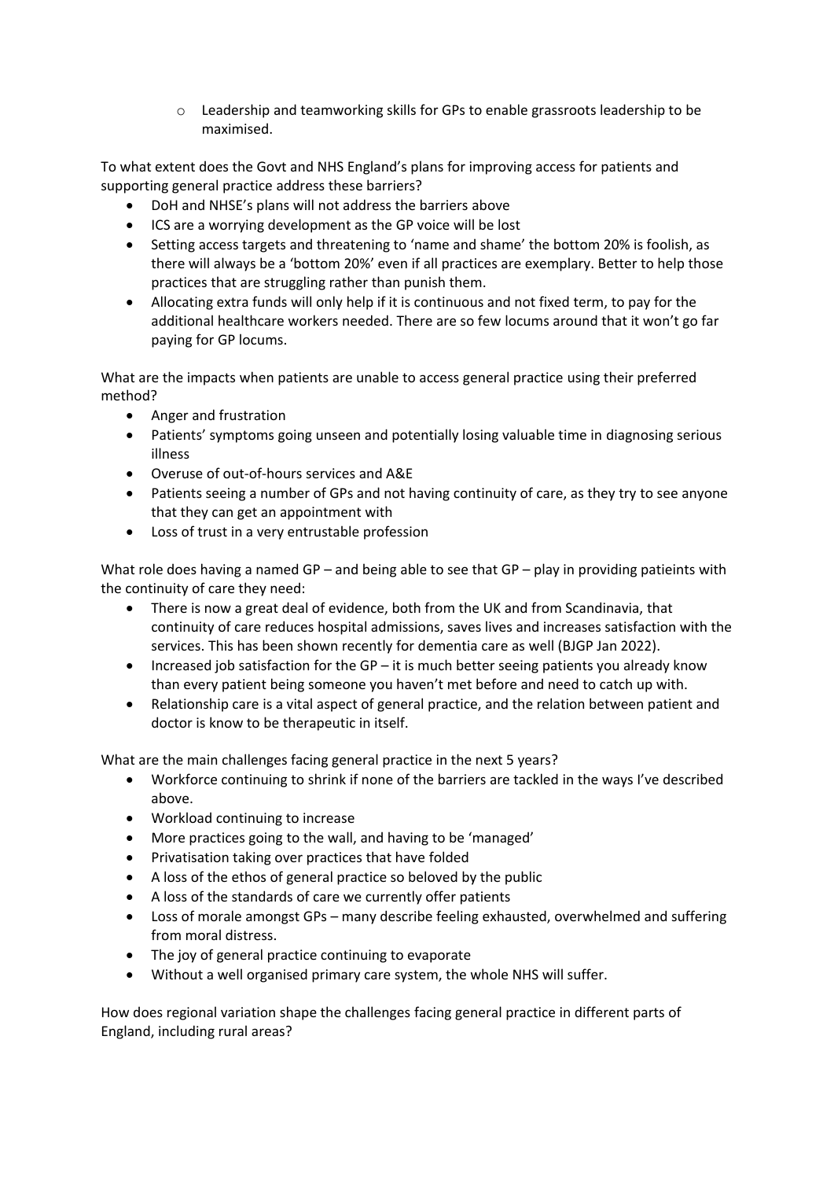- Leadership and teamworking skills for GPs to enable grassroots leadership to be maximised.

To what extent does the Govt and NHS England's plans for improving access for patients and supporting general practice address these barriers?

- DoH and NHSE's plans will not address the barriers above
- ICS are a worrying development as the GP voice will be lost
- Setting access targets and threatening to 'name and shame' the bottom 20% is foolish, as there will always be a 'bottom 20%' even if all practices are exemplary. Better to help those practices that are struggling rather than punish them.
- Allocating extra funds will only help if it is continuous and not fixed term, to pay for the additional healthcare workers needed. There are so few locums around that it won't go far paying for GP locums.

What are the impacts when patients are unable to access general practice using their preferred method?

- Anger and frustration
- Patients' symptoms going unseen and potentially losing valuable time in diagnosing serious illness
- Overuse of out-of-hours services and A&E
- Patients seeing a number of GPs and not having continuity of care, as they try to see anyone that they can get an appointment with
- Loss of trust in a very entrustable profession

What role does having a named GP – and being able to see that GP – play in providing patieints with the continuity of care they need:

- There is now a great deal of evidence, both from the UK and from Scandinavia, that continuity of care reduces hospital admissions, saves lives and increases satisfaction with the services. This has been shown recently for dementia care as well (BJGP Jan 2022).
- Increased job satisfaction for the GP – it is much better seeing patients you already know than every patient being someone you haven't met before and need to catch up with.
- Relationship care is a vital aspect of general practice, and the relation between patient and doctor is know to be therapeutic in itself.

What are the main challenges facing general practice in the next 5 years?

- Workforce continuing to shrink if none of the barriers are tackled in the ways I've described above.
- Workload continuing to increase
- More practices going to the wall, and having to be 'managed'
- Privatisation taking over practices that have folded
- A loss of the ethos of general practice so beloved by the public
- A loss of the standards of care we currently offer patients
- Loss of morale amongst GPs – many describe feeling exhausted, overwhelmed and suffering from moral distress.
- The joy of general practice continuing to evaporate
- Without a well organised primary care system, the whole NHS will suffer.

How does regional variation shape the challenges facing general practice in different parts of England, including rural areas?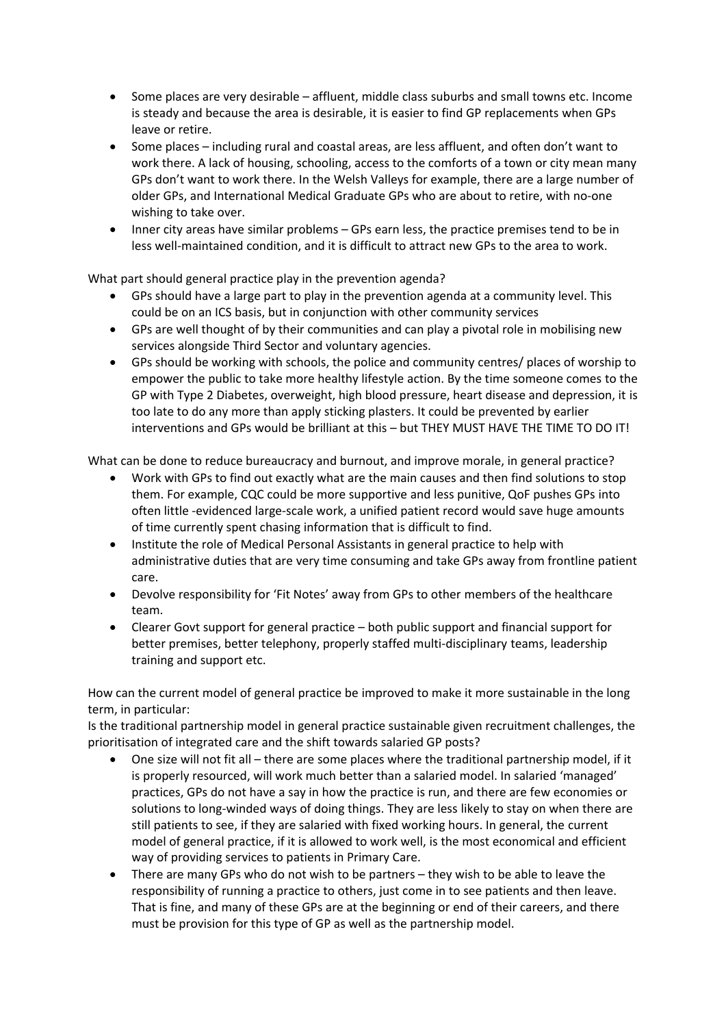- Some places are very desirable – affluent, middle class suburbs and small towns etc. Income is steady and because the area is desirable, it is easier to find GP replacements when GPs leave or retire.
- Some places – including rural and coastal areas, are less affluent, and often don't want to work there. A lack of housing, schooling, access to the comforts of a town or city mean many GPs don't want to work there. In the Welsh Valleys for example, there are a large number of older GPs, and International Medical Graduate GPs who are about to retire, with no-one wishing to take over.
- Inner city areas have similar problems – GPs earn less, the practice premises tend to be in less well-maintained condition, and it is difficult to attract new GPs to the area to work.

What part should general practice play in the prevention agenda?

- GPs should have a large part to play in the prevention agenda at a community level. This could be on an ICS basis, but in conjunction with other community services
- GPs are well thought of by their communities and can play a pivotal role in mobilising new services alongside Third Sector and voluntary agencies.
- GPs should be working with schools, the police and community centres/ places of worship to empower the public to take more healthy lifestyle action. By the time someone comes to the GP with Type 2 Diabetes, overweight, high blood pressure, heart disease and depression, it is too late to do any more than apply sticking plasters. It could be prevented by earlier interventions and GPs would be brilliant at this – but THEY MUST HAVE THE TIME TO DO IT!

What can be done to reduce bureaucracy and burnout, and improve morale, in general practice?

- Work with GPs to find out exactly what are the main causes and then find solutions to stop them. For example, CQC could be more supportive and less punitive, QoF pushes GPs into often little -evidenced large-scale work, a unified patient record would save huge amounts of time currently spent chasing information that is difficult to find.
- Institute the role of Medical Personal Assistants in general practice to help with administrative duties that are very time consuming and take GPs away from frontline patient care.
- Devolve responsibility for 'Fit Notes' away from GPs to other members of the healthcare team.
- Clearer Govt support for general practice – both public support and financial support for better premises, better telephony, properly staffed multi-disciplinary teams, leadership training and support etc.

How can the current model of general practice be improved to make it more sustainable in the long term, in particular:
Is the traditional partnership model in general practice sustainable given recruitment challenges, the prioritisation of integrated care and the shift towards salaried GP posts?

- One size will not fit all – there are some places where the traditional partnership model, if it is properly resourced, will work much better than a salaried model. In salaried 'managed' practices, GPs do not have a say in how the practice is run, and there are few economies or solutions to long-winded ways of doing things. They are less likely to stay on when there are still patients to see, if they are salaried with fixed working hours. In general, the current model of general practice, if it is allowed to work well, is the most economical and efficient way of providing services to patients in Primary Care.
- There are many GPs who do not wish to be partners – they wish to be able to leave the responsibility of running a practice to others, just come in to see patients and then leave. That is fine, and many of these GPs are at the beginning or end of their careers, and there must be provision for this type of GP as well as the partnership model.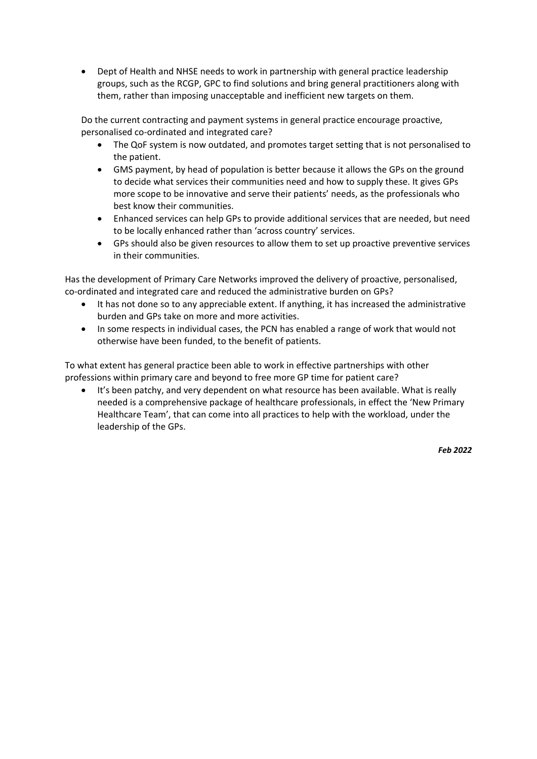- Dept of Health and NHSE needs to work in partnership with general practice leadership groups, such as the RCGP, GPC to find solutions and bring general practitioners along with them, rather than imposing unacceptable and inefficient new targets on them.

Do the current contracting and payment systems in general practice encourage proactive, personalised co-ordinated and integrated care?

- The QoF system is now outdated, and promotes target setting that is not personalised to the patient.
- GMS payment, by head of population is better because it allows the GPs on the ground to decide what services their communities need and how to supply these. It gives GPs more scope to be innovative and serve their patients' needs, as the professionals who best know their communities.
- Enhanced services can help GPs to provide additional services that are needed, but need to be locally enhanced rather than 'across country' services.
- GPs should also be given resources to allow them to set up proactive preventive services in their communities.

Has the development of Primary Care Networks improved the delivery of proactive, personalised, co-ordinated and integrated care and reduced the administrative burden on GPs?

- It has not done so to any appreciable extent. If anything, it has increased the administrative burden and GPs take on more and more activities.
- In some respects in individual cases, the PCN has enabled a range of work that would not otherwise have been funded, to the benefit of patients.

To what extent has general practice been able to work in effective partnerships with other professions within primary care and beyond to free more GP time for patient care?

- It's been patchy, and very dependent on what resource has been available. What is really needed is a comprehensive package of healthcare professionals, in effect the 'New Primary Healthcare Team', that can come into all practices to help with the workload, under the leadership of the GPs.

***Feb 2022***